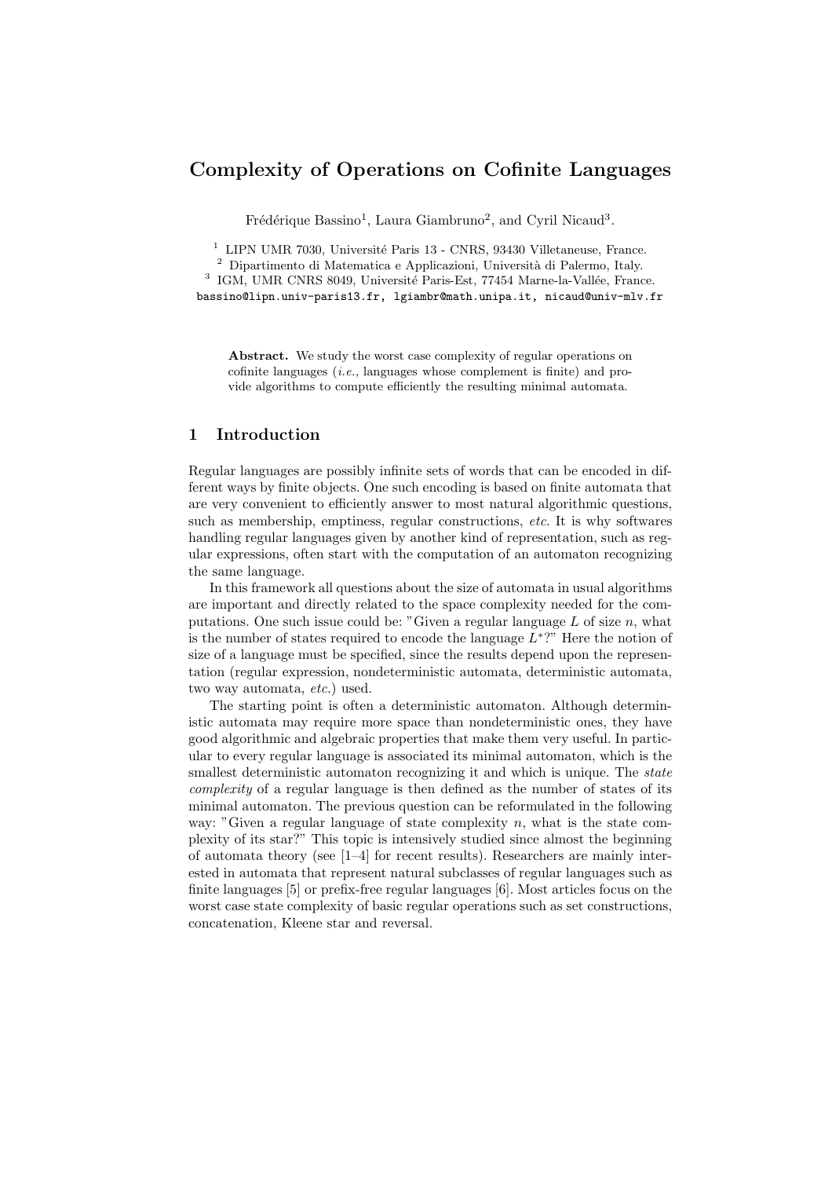# Complexity of Operations on Cofinite Languages

Frédérique Bassino[1], Laura Giambruno[2], and Cyril Nicaud[3].

[1] LIPN UMR 7030, Université Paris 13 - CNRS, 93430 Villetaneuse, France.
[2] Dipartimento di Matematica e Applicazioni, Università di Palermo, Italy.
[3] IGM, UMR CNRS 8049, Université Paris-Est, 77454 Marne-la-Vallée, France.
bassino@lipn.univ-paris13.fr, lgiambr@math.unipa.it, nicaud@univ-mlv.fr

**Abstract.** We study the worst case complexity of regular operations on cofinite languages (*i.e.*, languages whose complement is finite) and provide algorithms to compute efficiently the resulting minimal automata.

## 1 Introduction

Regular languages are possibly infinite sets of words that can be encoded in different ways by finite objects. One such encoding is based on finite automata that are very convenient to efficiently answer to most natural algorithmic questions, such as membership, emptiness, regular constructions, *etc.* It is why softwares handling regular languages given by another kind of representation, such as regular expressions, often start with the computation of an automaton recognizing the same language.

In this framework all questions about the size of automata in usual algorithms are important and directly related to the space complexity needed for the computations. One such issue could be: "Given a regular language $L$ of size $n$, what is the number of states required to encode the language $L^*$?" Here the notion of size of a language must be specified, since the results depend upon the representation (regular expression, nondeterministic automata, deterministic automata, two way automata, *etc.*) used.

The starting point is often a deterministic automaton. Although deterministic automata may require more space than nondeterministic ones, they have good algorithmic and algebraic properties that make them very useful. In particular to every regular language is associated its minimal automaton, which is the smallest deterministic automaton recognizing it and which is unique. The *state complexity* of a regular language is then defined as the number of states of its minimal automaton. The previous question can be reformulated in the following way: "Given a regular language of state complexity $n$, what is the state complexity of its star?" This topic is intensively studied since almost the beginning of automata theory (see [1–4] for recent results). Researchers are mainly interested in automata that represent natural subclasses of regular languages such as finite languages [5] or prefix-free regular languages [6]. Most articles focus on the worst case state complexity of basic regular operations such as set constructions, concatenation, Kleene star and reversal.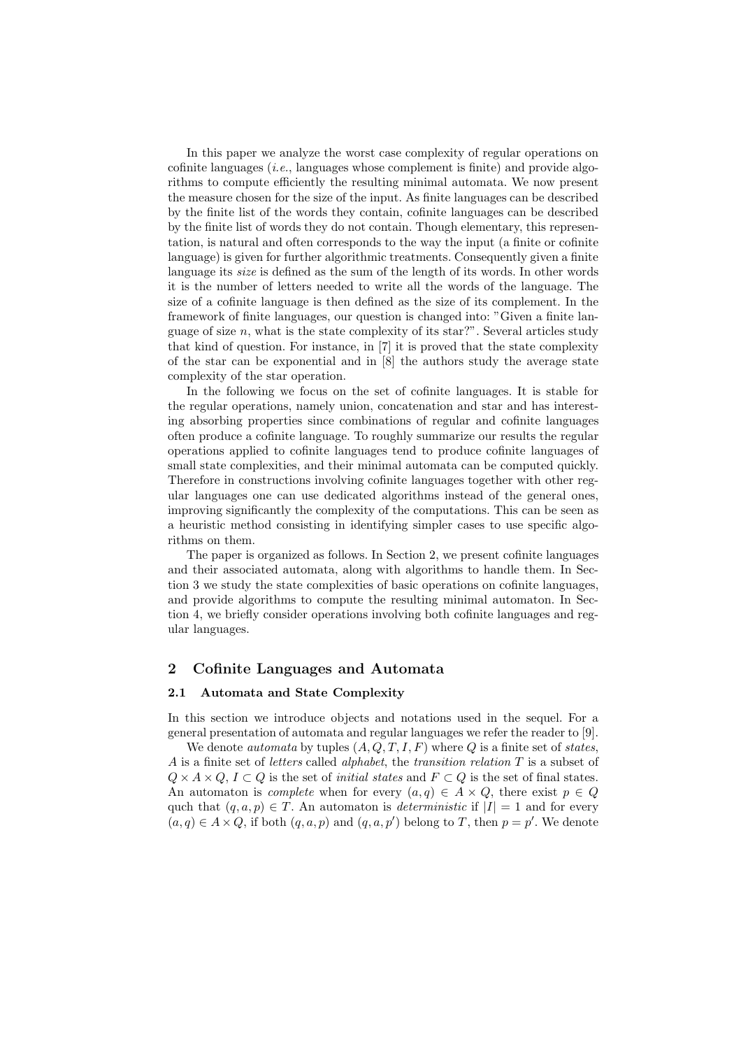In this paper we analyze the worst case complexity of regular operations on cofinite languages (*i.e.*, languages whose complement is finite) and provide algorithms to compute efficiently the resulting minimal automata. We now present the measure chosen for the size of the input. As finite languages can be described by the finite list of the words they contain, cofinite languages can be described by the finite list of words they do not contain. Though elementary, this representation, is natural and often corresponds to the way the input (a finite or cofinite language) is given for further algorithmic treatments. Consequently given a finite language its *size* is defined as the sum of the length of its words. In other words it is the number of letters needed to write all the words of the language. The size of a cofinite language is then defined as the size of its complement. In the framework of finite languages, our question is changed into: "Given a finite language of size $n$, what is the state complexity of its star?". Several articles study that kind of question. For instance, in [7] it is proved that the state complexity of the star can be exponential and in [8] the authors study the average state complexity of the star operation.

In the following we focus on the set of cofinite languages. It is stable for the regular operations, namely union, concatenation and star and has interesting absorbing properties since combinations of regular and cofinite languages often produce a cofinite language. To roughly summarize our results the regular operations applied to cofinite languages tend to produce cofinite languages of small state complexities, and their minimal automata can be computed quickly. Therefore in constructions involving cofinite languages together with other regular languages one can use dedicated algorithms instead of the general ones, improving significantly the complexity of the computations. This can be seen as a heuristic method consisting in identifying simpler cases to use specific algorithms on them.

The paper is organized as follows. In Section 2, we present cofinite languages and their associated automata, along with algorithms to handle them. In Section 3 we study the state complexities of basic operations on cofinite languages, and provide algorithms to compute the resulting minimal automaton. In Section 4, we briefly consider operations involving both cofinite languages and regular languages.

## 2 Cofinite Languages and Automata

### 2.1 Automata and State Complexity

In this section we introduce objects and notations used in the sequel. For a general presentation of automata and regular languages we refer the reader to [9].

We denote *automata* by tuples $(A, Q, T, I, F)$ where $Q$ is a finite set of *states*, $A$ is a finite set of *letters* called *alphabet*, the *transition relation* $T$ is a subset of $Q \times A \times Q$, $I \subset Q$ is the set of *initial states* and $F \subset Q$ is the set of final states. An automaton is *complete* when for every $(a, q) \in A \times Q$, there exist $p \in Q$ quch that $(q, a, p) \in T$. An automaton is *deterministic* if $|I| = 1$ and for every $(a, q) \in A \times Q$, if both $(q, a, p)$ and $(q, a, p')$ belong to $T$, then $p = p'$. We denote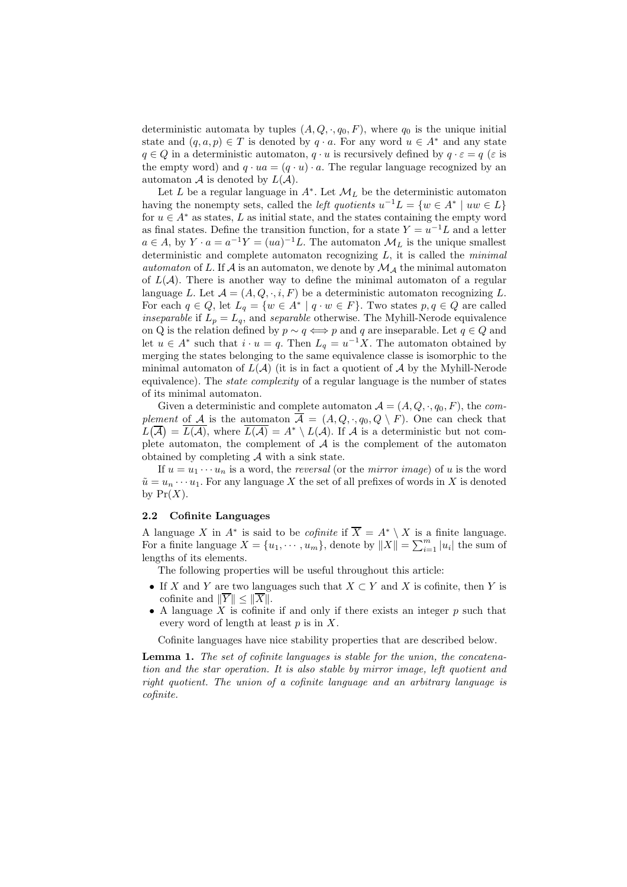deterministic automata by tuples $(A, Q, \cdot, q_0, F)$, where $q_0$ is the unique initial state and $(q, a, p) \in T$ is denoted by $q \cdot a$. For any word $u \in A^*$ and any state $q \in Q$ in a deterministic automaton, $q \cdot u$ is recursively defined by $q \cdot \varepsilon = q$ ($\varepsilon$ is the empty word) and $q \cdot ua = (q \cdot u) \cdot a$. The regular language recognized by an automaton $\mathcal{A}$ is denoted by $L(\mathcal{A})$.

Let $L$ be a regular language in $A^*$. Let $\mathcal{M}_L$ be the deterministic automaton having the nonempty sets, called the *left quotients* $u^{-1}L = \{w \in A^* \mid uw \in L\}$ for $u \in A^*$ as states, $L$ as initial state, and the states containing the empty word as final states. Define the transition function, for a state $Y = u^{-1}L$ and a letter $a \in A$, by $Y \cdot a = a^{-1}Y = (ua)^{-1}L$. The automaton $\mathcal{M}_L$ is the unique smallest deterministic and complete automaton recognizing $L$, it is called the *minimal automaton* of $L$. If $\mathcal{A}$ is an automaton, we denote by $\mathcal{M}_\mathcal{A}$ the minimal automaton of $L(\mathcal{A})$. There is another way to define the minimal automaton of a regular language $L$. Let $\mathcal{A} = (A, Q, \cdot, i, F)$ be a deterministic automaton recognizing $L$. For each $q \in Q$, let $L_q = \{w \in A^* \mid q \cdot w \in F\}$. Two states $p, q \in Q$ are called *inseparable* if $L_p = L_q$, and *separable* otherwise. The Myhill-Nerode equivalence on Q is the relation defined by $p \sim q \iff p$ and $q$ are inseparable. Let $q \in Q$ and let $u \in A^*$ such that $i \cdot u = q$. Then $L_q = u^{-1}X$. The automaton obtained by merging the states belonging to the same equivalence classe is isomorphic to the minimal automaton of $L(\mathcal{A})$ (it is in fact a quotient of $\mathcal{A}$ by the Myhill-Nerode equivalence). The *state complexity* of a regular language is the number of states of its minimal automaton.

Given a deterministic and complete automaton $\mathcal{A} = (A, Q, \cdot, q_0, F)$, the *complement* of $\mathcal{A}$ is the automaton $\overline{\mathcal{A}} = (A, Q, \cdot, q_0, Q \setminus F)$. One can check that $L(\overline{\mathcal{A}}) = \overline{L(\mathcal{A})}$, where $\overline{L(\mathcal{A})} = A^* \setminus L(\mathcal{A})$. If $\mathcal{A}$ is a deterministic but not complete automaton, the complement of $\mathcal{A}$ is the complement of the automaton obtained by completing $\mathcal{A}$ with a sink state.

If $u = u_1 \cdots u_n$ is a word, the *reversal* (or the *mirror image*) of $u$ is the word $\tilde{u} = u_n \cdots u_1$. For any language $X$ the set of all prefixes of words in $X$ is denoted by $\mathrm{Pr}(X)$.

### 2.2 Cofinite Languages

A language $X$ in $A^*$ is said to be *cofinite* if $\overline{X} = A^* \setminus X$ is a finite language. For a finite language $X = \{u_1, \cdots, u_m\}$, denote by $\|X\| = \sum_{i=1}^{m} |u_i|$ the sum of lengths of its elements.

The following properties will be useful throughout this article:

- If $X$ and $Y$ are two languages such that $X \subset Y$ and $X$ is cofinite, then $Y$ is cofinite and $\|\overline{Y}\| \leq \|\overline{X}\|$.
- A language $X$ is cofinite if and only if there exists an integer $p$ such that every word of length at least $p$ is in $X$.

Cofinite languages have nice stability properties that are described below.

**Lemma 1.** *The set of cofinite languages is stable for the union, the concatenation and the star operation. It is also stable by mirror image, left quotient and right quotient. The union of a cofinite language and an arbitrary language is cofinite.*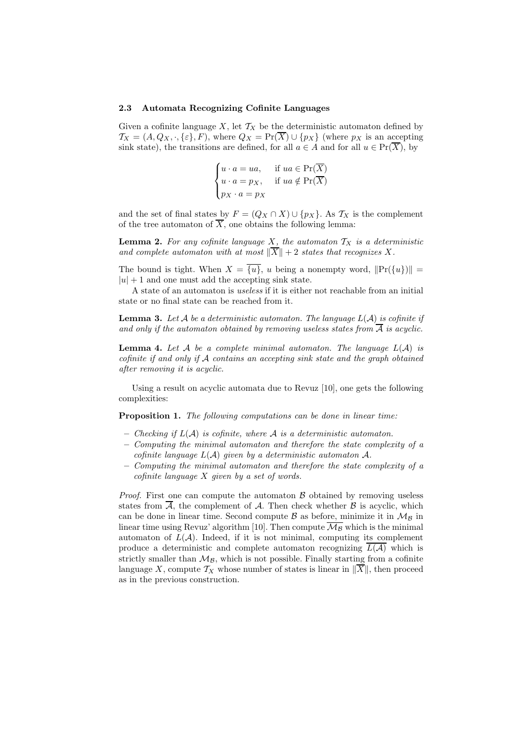### 2.3 Automata Recognizing Cofinite Languages

Given a cofinite language $X$, let $\mathcal{T}_X$ be the deterministic automaton defined by $\mathcal{T}_X = (A, Q_X, \cdot, \{\varepsilon\}, F)$, where $Q_X = \mathrm{Pr}(\overline{X}) \cup \{p_X\}$ (where $p_X$ is an accepting sink state), the transitions are defined, for all $a \in A$ and for all $u \in \mathrm{Pr}(\overline{X})$, by

$$\begin{cases} u \cdot a = ua, & \text{if } ua \in \mathrm{Pr}(\overline{X}) \\ u \cdot a = p_X, & \text{if } ua \notin \mathrm{Pr}(\overline{X}) \\ p_X \cdot a = p_X \end{cases}$$

and the set of final states by $F = (Q_X \cap X) \cup \{p_X\}$. As $\mathcal{T}_X$ is the complement of the tree automaton of $\overline{X}$, one obtains the following lemma:

**Lemma 2.** *For any cofinite language $X$, the automaton $\mathcal{T}_X$ is a deterministic and complete automaton with at most $\|\overline{X}\| + 2$ states that recognizes $X$.*

The bound is tight. When $X = \overline{\{u\}}$, $u$ being a nonempty word, $\|\mathrm{Pr}(\{u\})\| = |u| + 1$ and one must add the accepting sink state.

A state of an automaton is *useless* if it is either not reachable from an initial state or no final state can be reached from it.

**Lemma 3.** *Let $\mathcal{A}$ be a deterministic automaton. The language $L(\mathcal{A})$ is cofinite if and only if the automaton obtained by removing useless states from $\overline{\mathcal{A}}$ is acyclic.*

**Lemma 4.** *Let $\mathcal{A}$ be a complete minimal automaton. The language $L(\mathcal{A})$ is cofinite if and only if $\mathcal{A}$ contains an accepting sink state and the graph obtained after removing it is acyclic.*

Using a result on acyclic automata due to Revuz [10], one gets the following complexities:

**Proposition 1.** *The following computations can be done in linear time:*

- *Checking if $L(\mathcal{A})$ is cofinite, where $\mathcal{A}$ is a deterministic automaton.*
- *Computing the minimal automaton and therefore the state complexity of a cofinite language $L(\mathcal{A})$ given by a deterministic automaton $\mathcal{A}$.*
- *Computing the minimal automaton and therefore the state complexity of a cofinite language $X$ given by a set of words.*

*Proof.* First one can compute the automaton $\mathcal{B}$ obtained by removing useless states from $\overline{\mathcal{A}}$, the complement of $\mathcal{A}$. Then check whether $\mathcal{B}$ is acyclic, which can be done in linear time. Second compute $\mathcal{B}$ as before, minimize it in $\mathcal{M}_\mathcal{B}$ in linear time using Revuz' algorithm [10]. Then compute $\overline{\mathcal{M}_\mathcal{B}}$ which is the minimal automaton of $L(\mathcal{A})$. Indeed, if it is not minimal, computing its complement produce a deterministic and complete automaton recognizing $\overline{L(\mathcal{A})}$ which is strictly smaller than $\mathcal{M}_\mathcal{B}$, which is not possible. Finally starting from a cofinite language $X$, compute $\mathcal{T}_X$ whose number of states is linear in $\|\overline{X}\|$, then proceed as in the previous construction.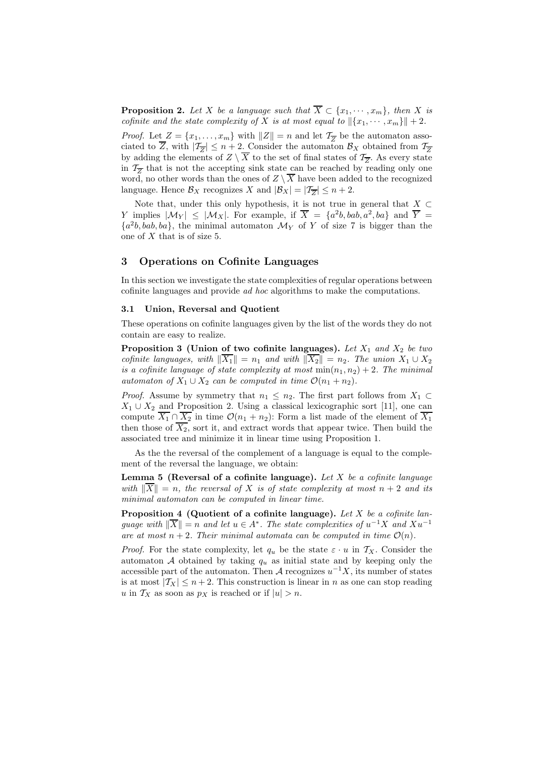**Proposition 2.** *Let $X$ be a language such that $\overline{X} \subset \{x_1, \cdots, x_m\}$, then $X$ is cofinite and the state complexity of $X$ is at most equal to $\|\{x_1, \cdots, x_m\}\| + 2$.*

*Proof.* Let $Z = \{x_1, \ldots, x_m\}$ with $\|Z\| = n$ and let $\mathcal{T}_{\overline{Z}}$ be the automaton associated to $\overline{Z}$, with $|\mathcal{T}_{\overline{Z}}| \leq n + 2$. Consider the automaton $\mathcal{B}_X$ obtained from $\mathcal{T}_{\overline{Z}}$ by adding the elements of $Z \setminus \overline{X}$ to the set of final states of $\mathcal{T}_{\overline{Z}}$. As every state in $\mathcal{T}_{\overline{Z}}$ that is not the accepting sink state can be reached by reading only one word, no other words than the ones of $Z \setminus \overline{X}$ have been added to the recognized language. Hence $\mathcal{B}_X$ recognizes $X$ and $|\mathcal{B}_X| = |\mathcal{T}_{\overline{Z}}| \leq n + 2$.

Note that, under this only hypothesis, it is not true in general that $X \subset Y$ implies $|\mathcal{M}_Y| \leq |\mathcal{M}_X|$. For example, if $\overline{X} = \{a^2b, bab, a^2, ba\}$ and $\overline{Y} = \{a^2b, bab, ba\}$, the minimal automaton $\mathcal{M}_Y$ of $Y$ of size 7 is bigger than the one of $X$ that is of size 5.

## 3 Operations on Cofinite Languages

In this section we investigate the state complexities of regular operations between cofinite languages and provide *ad hoc* algorithms to make the computations.

### 3.1 Union, Reversal and Quotient

These operations on cofinite languages given by the list of the words they do not contain are easy to realize.

**Proposition 3 (Union of two cofinite languages).** *Let $X_1$ and $X_2$ be two cofinite languages, with $\|\overline{X_1}\| = n_1$ and with $\|\overline{X_2}\| = n_2$. The union $X_1 \cup X_2$ is a cofinite language of state complexity at most $\min(n_1, n_2) + 2$. The minimal automaton of $X_1 \cup X_2$ can be computed in time $\mathcal{O}(n_1 + n_2)$.*

*Proof.* Assume by symmetry that $n_1 \leq n_2$. The first part follows from $X_1 \subset X_1 \cup X_2$ and Proposition 2. Using a classical lexicographic sort [11], one can compute $\overline{X_1} \cap \overline{X_2}$ in time $\mathcal{O}(n_1 + n_2)$: Form a list made of the element of $\overline{X_1}$ then those of $\overline{X_2}$, sort it, and extract words that appear twice. Then build the associated tree and minimize it in linear time using Proposition 1.

As the the reversal of the complement of a language is equal to the complement of the reversal the language, we obtain:

**Lemma 5 (Reversal of a cofinite language).** *Let $X$ be a cofinite language with $\|\overline{X}\| = n$, the reversal of $X$ is of state complexity at most $n + 2$ and its minimal automaton can be computed in linear time.*

**Proposition 4 (Quotient of a cofinite language).** *Let $X$ be a cofinite language with $\|\overline{X}\| = n$ and let $u \in A^*$. The state complexities of $u^{-1}X$ and $Xu^{-1}$ are at most $n + 2$. Their minimal automata can be computed in time $\mathcal{O}(n)$.*

*Proof.* For the state complexity, let $q_u$ be the state $\varepsilon \cdot u$ in $\mathcal{T}_X$. Consider the automaton $\mathcal{A}$ obtained by taking $q_u$ as initial state and by keeping only the accessible part of the automaton. Then $\mathcal{A}$ recognizes $u^{-1}X$, its number of states is at most $|\mathcal{T}_X| \leq n + 2$. This construction is linear in $n$ as one can stop reading $u$ in $\mathcal{T}_X$ as soon as $p_X$ is reached or if $|u| > n$.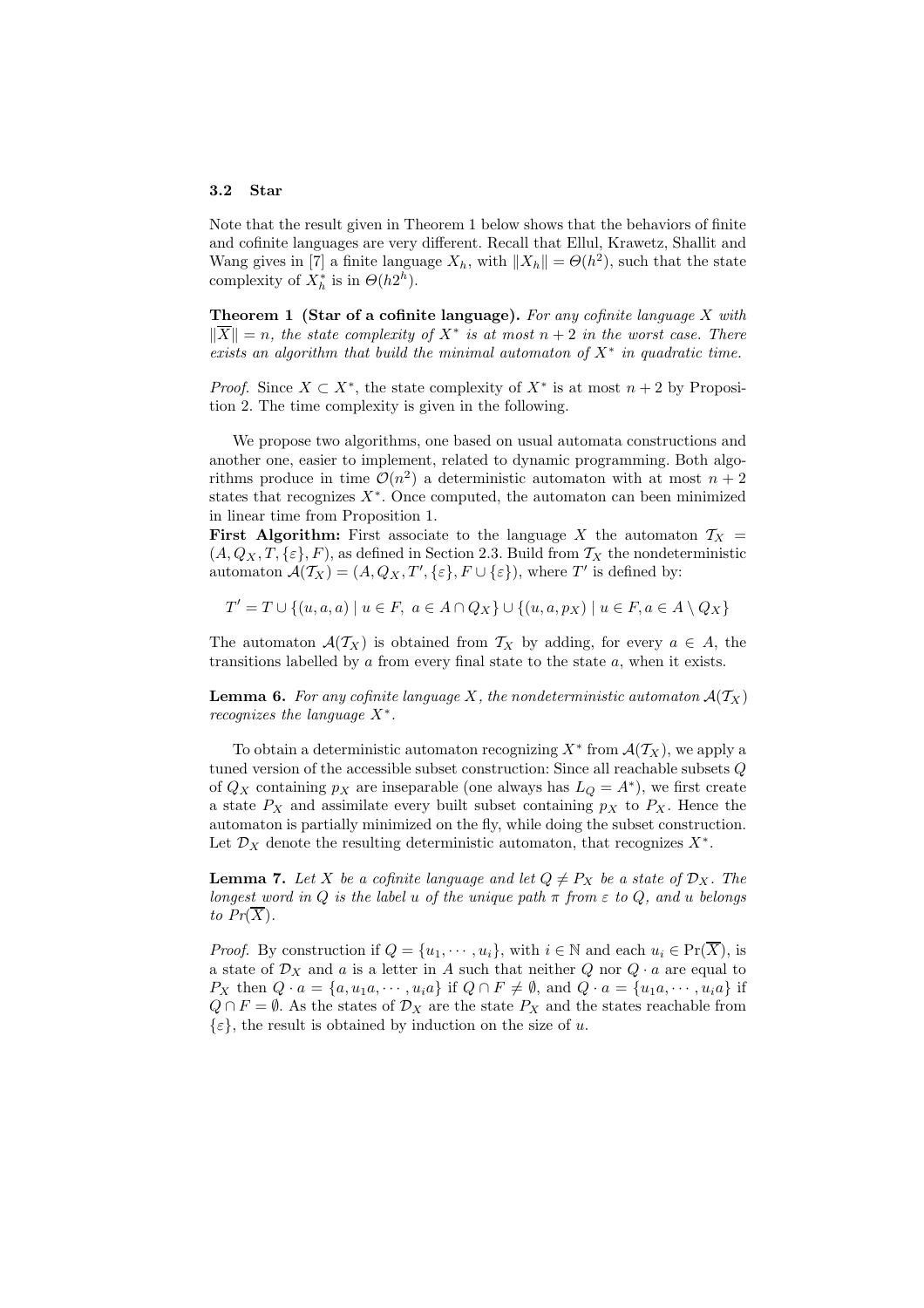### 3.2 Star

Note that the result given in Theorem 1 below shows that the behaviors of finite and cofinite languages are very different. Recall that Ellul, Krawetz, Shallit and Wang gives in [7] a finite language $X_h$, with $\|X_h\| = \Theta(h^2)$, such that the state complexity of $X_h^*$ is in $\Theta(h2^h)$.

**Theorem 1 (Star of a cofinite language).** *For any cofinite language $X$ with $\|\overline{X}\| = n$, the state complexity of $X^*$ is at most $n+2$ in the worst case. There exists an algorithm that build the minimal automaton of $X^*$ in quadratic time.*

*Proof.* Since $X \subset X^*$, the state complexity of $X^*$ is at most $n+2$ by Proposition 2. The time complexity is given in the following.

We propose two algorithms, one based on usual automata constructions and another one, easier to implement, related to dynamic programming. Both algorithms produce in time $\mathcal{O}(n^2)$ a deterministic automaton with at most $n+2$ states that recognizes $X^*$. Once computed, the automaton can been minimized in linear time from Proposition 1.

**First Algorithm:** First associate to the language $X$ the automaton $\mathcal{T}_X = (A, Q_X, T, \{\varepsilon\}, F)$, as defined in Section 2.3. Build from $\mathcal{T}_X$ the nondeterministic automaton $\mathcal{A}(\mathcal{T}_X) = (A, Q_X, T', \{\varepsilon\}, F \cup \{\varepsilon\})$, where $T'$ is defined by:

$$T' = T \cup \{(u, a, a) \mid u \in F,\ a \in A \cap Q_X\} \cup \{(u, a, p_X) \mid u \in F, a \in A \setminus Q_X\}$$

The automaton $\mathcal{A}(\mathcal{T}_X)$ is obtained from $\mathcal{T}_X$ by adding, for every $a \in A$, the transitions labelled by $a$ from every final state to the state $a$, when it exists.

**Lemma 6.** *For any cofinite language $X$, the nondeterministic automaton $\mathcal{A}(\mathcal{T}_X)$ recognizes the language $X^*$.*

To obtain a deterministic automaton recognizing $X^*$ from $\mathcal{A}(\mathcal{T}_X)$, we apply a tuned version of the accessible subset construction: Since all reachable subsets $Q$ of $Q_X$ containing $p_X$ are inseparable (one always has $L_Q = A^*$), we first create a state $P_X$ and assimilate every built subset containing $p_X$ to $P_X$. Hence the automaton is partially minimized on the fly, while doing the subset construction. Let $\mathcal{D}_X$ denote the resulting deterministic automaton, that recognizes $X^*$.

**Lemma 7.** *Let $X$ be a cofinite language and let $Q \neq P_X$ be a state of $\mathcal{D}_X$. The longest word in $Q$ is the label $u$ of the unique path $\pi$ from $\varepsilon$ to $Q$, and $u$ belongs to $Pr(\overline{X})$.*

*Proof.* By construction if $Q = \{u_1, \cdots, u_i\}$, with $i \in \mathbb{N}$ and each $u_i \in \Pr(\overline{X})$, is a state of $\mathcal{D}_X$ and $a$ is a letter in $A$ such that neither $Q$ nor $Q \cdot a$ are equal to $P_X$ then $Q \cdot a = \{a, u_1 a, \cdots, u_i a\}$ if $Q \cap F \neq \emptyset$, and $Q \cdot a = \{u_1 a, \cdots, u_i a\}$ if $Q \cap F = \emptyset$. As the states of $\mathcal{D}_X$ are the state $P_X$ and the states reachable from $\{\varepsilon\}$, the result is obtained by induction on the size of $u$.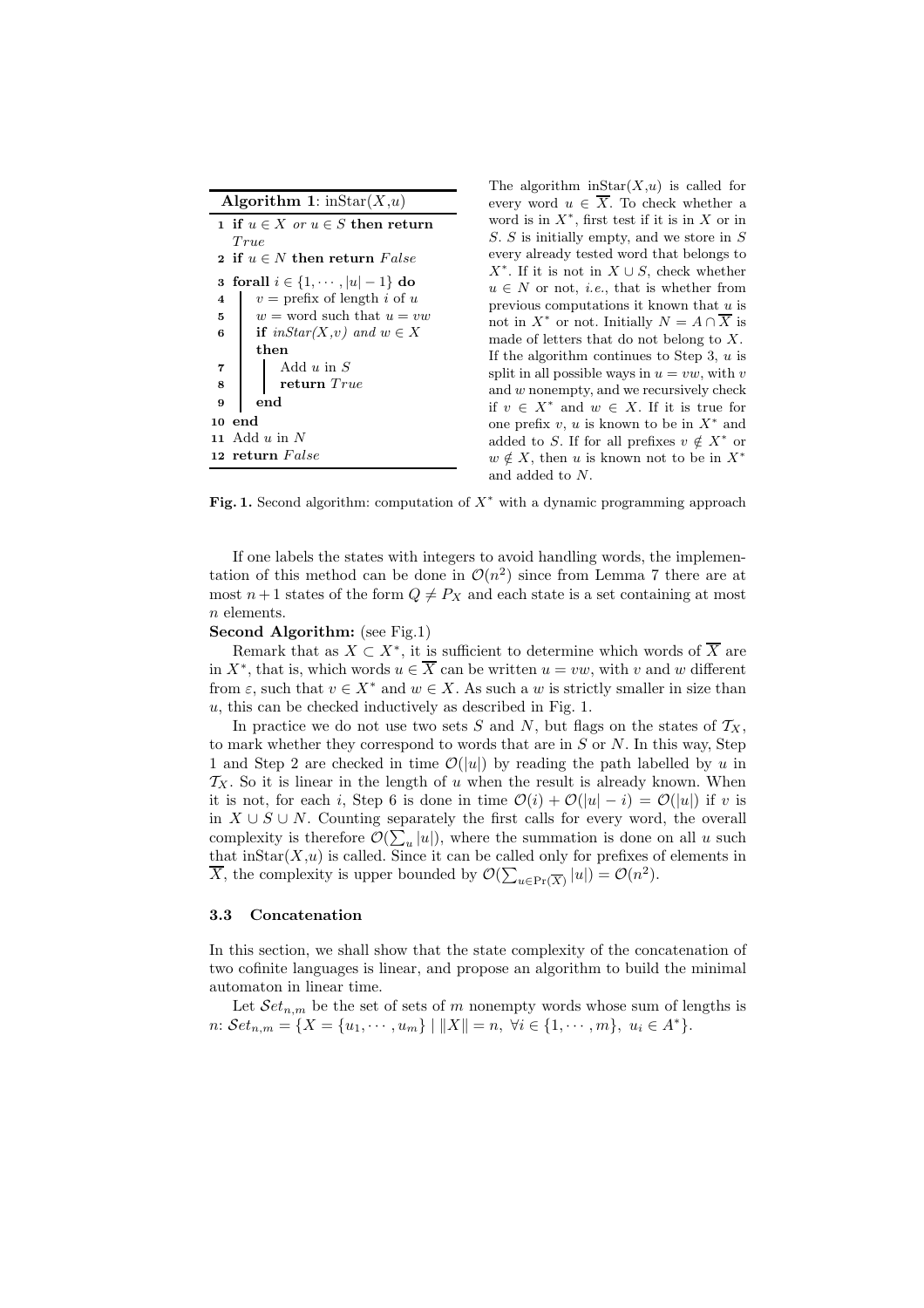**Algorithm 1**: inStar($X$,$u$)

```
1  if u ∈ X or u ∈ S then return True
2  if u ∈ N then return False
3  forall i ∈ {1, ···, |u| − 1} do
4      v = prefix of length i of u
5      w = word such that u = vw
6      if inStar(X,v) and w ∈ X then
7          Add u in S
8          return True
9      end
10 end
11 Add u in N
12 return False
```

The algorithm inStar($X$,$u$) is called for every word $u \in \overline{X}$. To check whether a word is in $X^*$, first test if it is in $X$ or in $S$. $S$ is initially empty, and we store in $S$ every already tested word that belongs to $X^*$. If it is not in $X \cup S$, check whether $u \in N$ or not, *i.e.*, that is whether from previous computations it known that $u$ is not in $X^*$ or not. Initially $N = A \cap \overline{X}$ is made of letters that do not belong to $X$. If the algorithm continues to Step 3, $u$ is split in all possible ways in $u = vw$, with $v$ and $w$ nonempty, and we recursively check if $v \in X^*$ and $w \in X$. If it is true for one prefix $v$, $u$ is known to be in $X^*$ and added to $S$. If for all prefixes $v \notin X^*$ or $w \notin X$, then $u$ is known not to be in $X^*$ and added to $N$.

**Fig. 1.** Second algorithm: computation of $X^*$ with a dynamic programming approach

If one labels the states with integers to avoid handling words, the implementation of this method can be done in $\mathcal{O}(n^2)$ since from Lemma 7 there are at most $n+1$ states of the form $Q \neq P_X$ and each state is a set containing at most $n$ elements.

**Second Algorithm:** (see Fig.1)

Remark that as $X \subset X^*$, it is sufficient to determine which words of $\overline{X}$ are in $X^*$, that is, which words $u \in \overline{X}$ can be written $u = vw$, with $v$ and $w$ different from $\varepsilon$, such that $v \in X^*$ and $w \in X$. As such a $w$ is strictly smaller in size than $u$, this can be checked inductively as described in Fig. 1.

In practice we do not use two sets $S$ and $N$, but flags on the states of $\mathcal{T}_X$, to mark whether they correspond to words that are in $S$ or $N$. In this way, Step 1 and Step 2 are checked in time $\mathcal{O}(|u|)$ by reading the path labelled by $u$ in $\mathcal{T}_X$. So it is linear in the length of $u$ when the result is already known. When it is not, for each $i$, Step 6 is done in time $\mathcal{O}(i) + \mathcal{O}(|u| - i) = \mathcal{O}(|u|)$ if $v$ is in $X \cup S \cup N$. Counting separately the first calls for every word, the overall complexity is therefore $\mathcal{O}(\sum_u |u|)$, where the summation is done on all $u$ such that inStar($X$,$u$) is called. Since it can be called only for prefixes of elements in $\overline{X}$, the complexity is upper bounded by $\mathcal{O}(\sum_{u \in \mathrm{Pr}(\overline{X})} |u|) = \mathcal{O}(n^2)$.

### 3.3 Concatenation

In this section, we shall show that the state complexity of the concatenation of two cofinite languages is linear, and propose an algorithm to build the minimal automaton in linear time.

Let $\mathcal{S}et_{n,m}$ be the set of sets of $m$ nonempty words whose sum of lengths is $n$: $\mathcal{S}et_{n,m} = \{X = \{u_1, \cdots, u_m\} \mid \|X\| = n,\ \forall i \in \{1, \cdots, m\},\ u_i \in A^*\}$.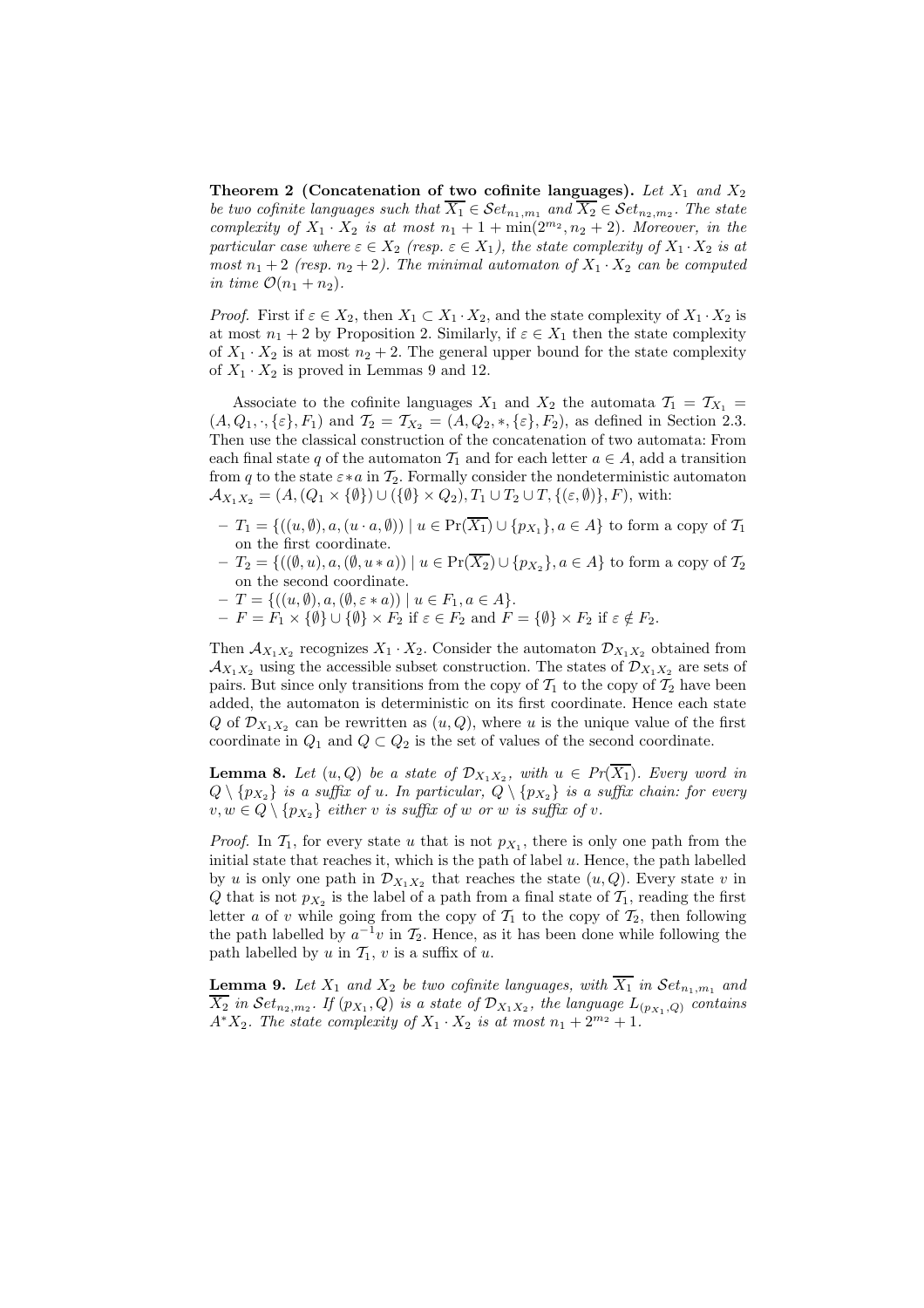**Theorem 2 (Concatenation of two cofinite languages).** *Let $X_1$ and $X_2$ be two cofinite languages such that $\overline{X_1} \in \mathcal{S}et_{n_1,m_1}$ and $\overline{X_2} \in \mathcal{S}et_{n_2,m_2}$. The state complexity of $X_1 \cdot X_2$ is at most $n_1 + 1 + \min(2^{m_2}, n_2 + 2)$. Moreover, in the particular case where $\varepsilon \in X_2$ (resp. $\varepsilon \in X_1$), the state complexity of $X_1 \cdot X_2$ is at most $n_1 + 2$ (resp. $n_2 + 2$). The minimal automaton of $X_1 \cdot X_2$ can be computed in time $\mathcal{O}(n_1 + n_2)$.*

*Proof.* First if $\varepsilon \in X_2$, then $X_1 \subset X_1 \cdot X_2$, and the state complexity of $X_1 \cdot X_2$ is at most $n_1 + 2$ by Proposition 2. Similarly, if $\varepsilon \in X_1$ then the state complexity of $X_1 \cdot X_2$ is at most $n_2 + 2$. The general upper bound for the state complexity of $X_1 \cdot X_2$ is proved in Lemmas 9 and 12.

Associate to the cofinite languages $X_1$ and $X_2$ the automata $\mathcal{T}_1 = \mathcal{T}_{X_1} = (A, Q_1, \cdot, \{\varepsilon\}, F_1)$ and $\mathcal{T}_2 = \mathcal{T}_{X_2} = (A, Q_2, *, \{\varepsilon\}, F_2)$, as defined in Section 2.3. Then use the classical construction of the concatenation of two automata: From each final state $q$ of the automaton $\mathcal{T}_1$ and for each letter $a \in A$, add a transition from $q$ to the state $\varepsilon * a$ in $\mathcal{T}_2$. Formally consider the nondeterministic automaton $\mathcal{A}_{X_1 X_2} = (A, (Q_1 \times \{\emptyset\}) \cup (\{\emptyset\} \times Q_2), T_1 \cup T_2 \cup T, \{(\varepsilon, \emptyset)\}, F)$, with:

- $T_1 = \{((u, \emptyset), a, (u \cdot a, \emptyset)) \mid u \in \mathrm{Pr}(\overline{X_1}) \cup \{p_{X_1}\}, a \in A\}$ to form a copy of $\mathcal{T}_1$ on the first coordinate.
- $T_2 = \{((\emptyset, u), a, (\emptyset, u * a)) \mid u \in \mathrm{Pr}(\overline{X_2}) \cup \{p_{X_2}\}, a \in A\}$ to form a copy of $\mathcal{T}_2$ on the second coordinate.
- $T = \{((u, \emptyset), a, (\emptyset, \varepsilon * a)) \mid u \in F_1, a \in A\}$.
- $F = F_1 \times \{\emptyset\} \cup \{\emptyset\} \times F_2$ if $\varepsilon \in F_2$ and $F = \{\emptyset\} \times F_2$ if $\varepsilon \notin F_2$.

Then $\mathcal{A}_{X_1 X_2}$ recognizes $X_1 \cdot X_2$. Consider the automaton $\mathcal{D}_{X_1 X_2}$ obtained from $\mathcal{A}_{X_1 X_2}$ using the accessible subset construction. The states of $\mathcal{D}_{X_1 X_2}$ are sets of pairs. But since only transitions from the copy of $\mathcal{T}_1$ to the copy of $\mathcal{T}_2$ have been added, the automaton is deterministic on its first coordinate. Hence each state $Q$ of $\mathcal{D}_{X_1 X_2}$ can be rewritten as $(u, Q)$, where $u$ is the unique value of the first coordinate in $Q_1$ and $Q \subset Q_2$ is the set of values of the second coordinate.

**Lemma 8.** *Let $(u, Q)$ be a state of $\mathcal{D}_{X_1 X_2}$, with $u \in Pr(\overline{X_1})$. Every word in $Q \setminus \{p_{X_2}\}$ is a suffix of $u$. In particular, $Q \setminus \{p_{X_2}\}$ is a suffix chain: for every $v, w \in Q \setminus \{p_{X_2}\}$ either $v$ is suffix of $w$ or $w$ is suffix of $v$.*

*Proof.* In $\mathcal{T}_1$, for every state $u$ that is not $p_{X_1}$, there is only one path from the initial state that reaches it, which is the path of label $u$. Hence, the path labelled by $u$ is only one path in $\mathcal{D}_{X_1 X_2}$ that reaches the state $(u, Q)$. Every state $v$ in $Q$ that is not $p_{X_2}$ is the label of a path from a final state of $\mathcal{T}_1$, reading the first letter $a$ of $v$ while going from the copy of $\mathcal{T}_1$ to the copy of $\mathcal{T}_2$, then following the path labelled by $a^{-1}v$ in $\mathcal{T}_2$. Hence, as it has been done while following the path labelled by $u$ in $\mathcal{T}_1$, $v$ is a suffix of $u$.

**Lemma 9.** *Let $X_1$ and $X_2$ be two cofinite languages, with $\overline{X_1}$ in $\mathcal{S}et_{n_1,m_1}$ and $\overline{X_2}$ in $\mathcal{S}et_{n_2,m_2}$. If $(p_{X_1}, Q)$ is a state of $\mathcal{D}_{X_1 X_2}$, the language $L_{(p_{X_1}, Q)}$ contains $A^* X_2$. The state complexity of $X_1 \cdot X_2$ is at most $n_1 + 2^{m_2} + 1$.*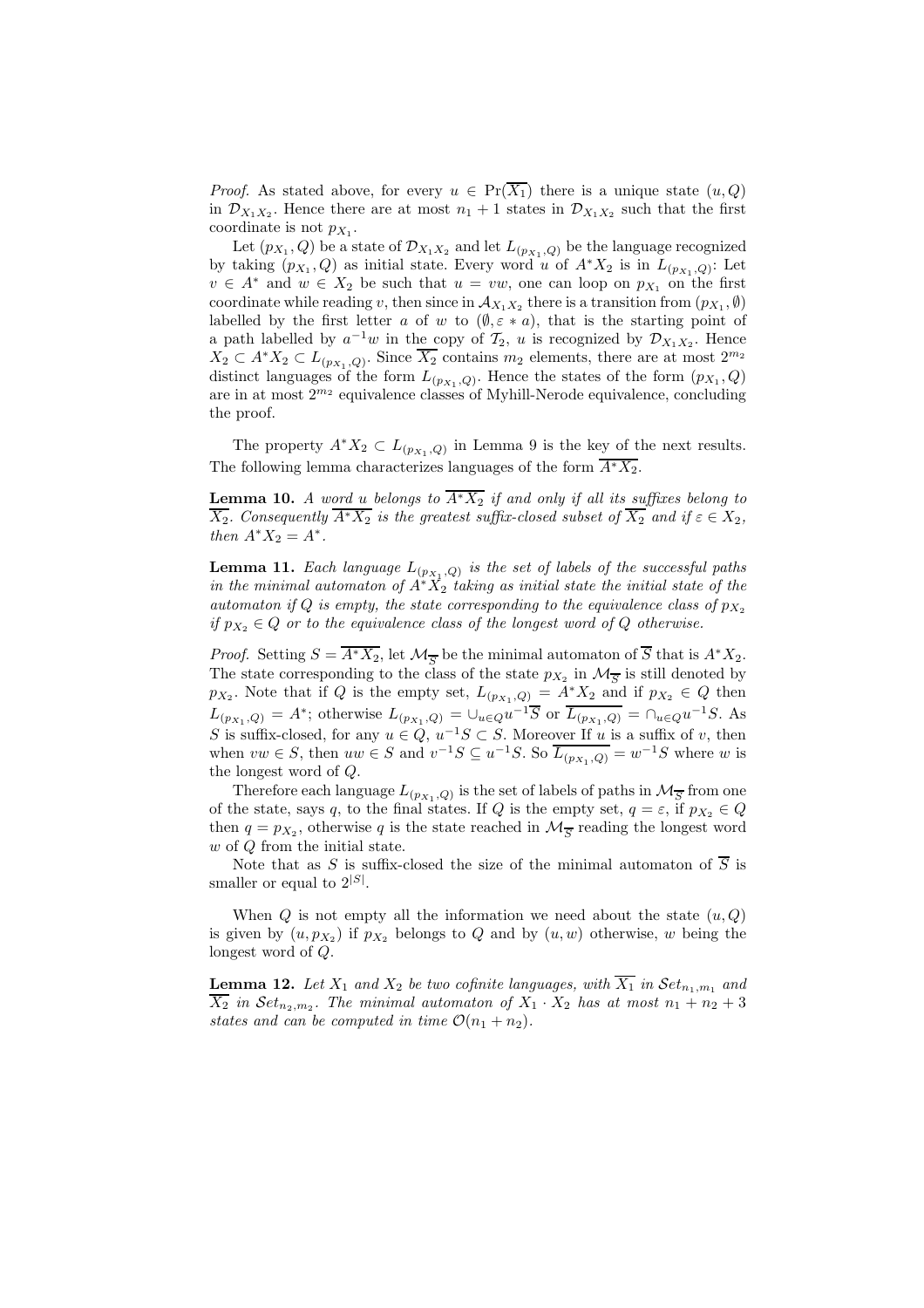*Proof.* As stated above, for every $u \in \Pr(\overline{X_1})$ there is a unique state $(u, Q)$ in $\mathcal{D}_{X_1X_2}$. Hence there are at most $n_1 + 1$ states in $\mathcal{D}_{X_1X_2}$ such that the first coordinate is not $p_{X_1}$.

Let $(p_{X_1}, Q)$ be a state of $\mathcal{D}_{X_1X_2}$ and let $L_{(p_{X_1},Q)}$ be the language recognized by taking $(p_{X_1}, Q)$ as initial state. Every word $u$ of $A^*X_2$ is in $L_{(p_{X_1},Q)}$: Let $v \in A^*$ and $w \in X_2$ be such that $u = vw$, one can loop on $p_{X_1}$ on the first coordinate while reading $v$, then since in $\mathcal{A}_{X_1X_2}$ there is a transition from $(p_{X_1}, \emptyset)$ labelled by the first letter $a$ of $w$ to $(\emptyset, \varepsilon * a)$, that is the starting point of a path labelled by $a^{-1}w$ in the copy of $\mathcal{T}_2$, $u$ is recognized by $\mathcal{D}_{X_1X_2}$. Hence $X_2 \subset A^*X_2 \subset L_{(p_{X_1},Q)}$. Since $\overline{X_2}$ contains $m_2$ elements, there are at most $2^{m_2}$ distinct languages of the form $L_{(p_{X_1},Q)}$. Hence the states of the form $(p_{X_1}, Q)$ are in at most $2^{m_2}$ equivalence classes of Myhill-Nerode equivalence, concluding the proof.

The property $A^*X_2 \subset L_{(p_{X_1},Q)}$ in Lemma 9 is the key of the next results. The following lemma characterizes languages of the form $\overline{A^*X_2}$.

**Lemma 10.** *A word $u$ belongs to $\overline{A^*X_2}$ if and only if all its suffixes belong to $\overline{X_2}$. Consequently $\overline{A^*X_2}$ is the greatest suffix-closed subset of $\overline{X_2}$ and if $\varepsilon \in X_2$, then $A^*X_2 = A^*$.*

**Lemma 11.** *Each language $L_{(p_{X_1},Q)}$ is the set of labels of the successful paths in the minimal automaton of $A^*X_2$ taking as initial state the initial state of the automaton if $Q$ is empty, the state corresponding to the equivalence class of $p_{X_2}$ if $p_{X_2} \in Q$ or to the equivalence class of the longest word of $Q$ otherwise.*

*Proof.* Setting $S = \overline{A^*X_2}$, let $\mathcal{M}_{\overline{S}}$ be the minimal automaton of $\overline{S}$ that is $A^*X_2$. The state corresponding to the class of the state $p_{X_2}$ in $\mathcal{M}_{\overline{S}}$ is still denoted by $p_{X_2}$. Note that if $Q$ is the empty set, $L_{(p_{X_1},Q)} = A^*X_2$ and if $p_{X_2} \in Q$ then $L_{(p_{X_1},Q)} = A^*$; otherwise $L_{(p_{X_1},Q)} = \cup_{u \in Q} u^{-1}\overline{S}$ or $\overline{L_{(p_{X_1},Q)}} = \cap_{u \in Q} u^{-1}S$. As $S$ is suffix-closed, for any $u \in Q$, $u^{-1}S \subset S$. Moreover If $u$ is a suffix of $v$, then when $vw \in S$, then $uw \in S$ and $v^{-1}S \subseteq u^{-1}S$. So $\overline{L_{(p_{X_1},Q)}} = w^{-1}S$ where $w$ is the longest word of $Q$.

Therefore each language $L_{(p_{X_1},Q)}$ is the set of labels of paths in $\mathcal{M}_{\overline{S}}$ from one of the state, says $q$, to the final states. If $Q$ is the empty set, $q = \varepsilon$, if $p_{X_2} \in Q$ then $q = p_{X_2}$, otherwise $q$ is the state reached in $\mathcal{M}_{\overline{S}}$ reading the longest word $w$ of $Q$ from the initial state.

Note that as $S$ is suffix-closed the size of the minimal automaton of $\overline{S}$ is smaller or equal to $2^{|S|}$.

When $Q$ is not empty all the information we need about the state $(u, Q)$ is given by $(u, p_{X_2})$ if $p_{X_2}$ belongs to $Q$ and by $(u, w)$ otherwise, $w$ being the longest word of $Q$.

**Lemma 12.** *Let $X_1$ and $X_2$ be two cofinite languages, with $\overline{X_1}$ in $\mathcal{S}et_{n_1,m_1}$ and $\overline{X_2}$ in $\mathcal{S}et_{n_2,m_2}$. The minimal automaton of $X_1 \cdot X_2$ has at most $n_1 + n_2 + 3$ states and can be computed in time $\mathcal{O}(n_1 + n_2)$.*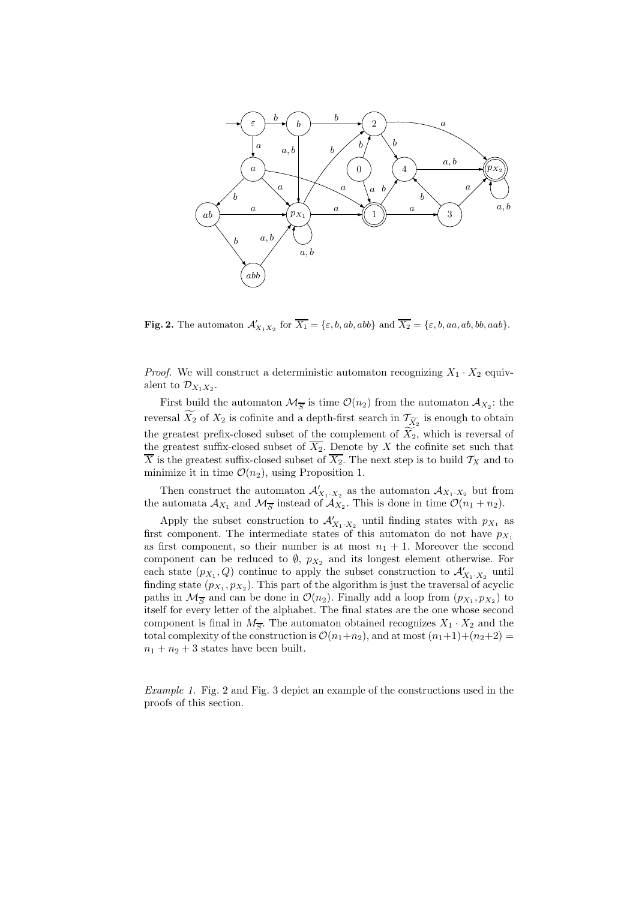**Fig. 2.** The automaton $\mathcal{A}'_{X_1 X_2}$ for $\overline{X_1} = \{\varepsilon, b, ab, abb\}$ and $\overline{X_2} = \{\varepsilon, b, aa, ab, bb, aab\}$.

*Proof.* We will construct a deterministic automaton recognizing $X_1 \cdot X_2$ equivalent to $\mathcal{D}_{X_1 X_2}$.

First build the automaton $\mathcal{M}_{\overline{S}}$ is time $\mathcal{O}(n_2)$ from the automaton $\mathcal{A}_{X_2}$: the reversal $\widetilde{X_2}$ of $X_2$ is cofinite and a depth-first search in $\mathcal{T}_{\widetilde{X_2}}$ is enough to obtain the greatest prefix-closed subset of the complement of $\widetilde{X_2}$, which is reversal of the greatest suffix-closed subset of $\overline{X_2}$. Denote by $X$ the cofinite set such that $\overline{X}$ is the greatest suffix-closed subset of $\overline{X_2}$. The next step is to build $\mathcal{T}_X$ and to minimize it in time $\mathcal{O}(n_2)$, using Proposition 1.

Then construct the automaton $\mathcal{A}'_{X_1 \cdot X_2}$ as the automaton $\mathcal{A}_{X_1 \cdot X_2}$ but from the automata $\mathcal{A}_{X_1}$ and $\mathcal{M}_{\overline{S}}$ instead of $\mathcal{A}_{X_2}$. This is done in time $\mathcal{O}(n_1 + n_2)$.

Apply the subset construction to $\mathcal{A}'_{X_1 \cdot X_2}$ until finding states with $p_{X_1}$ as first component. The intermediate states of this automaton do not have $p_{X_1}$ as first component, so their number is at most $n_1 + 1$. Moreover the second component can be reduced to $\emptyset$, $p_{X_2}$ and its longest element otherwise. For each state $(p_{X_1}, Q)$ continue to apply the subset construction to $\mathcal{A}'_{X_1 \cdot X_2}$ until finding state $(p_{X_1}, p_{X_2})$. This part of the algorithm is just the traversal of acyclic paths in $\mathcal{M}_{\overline{S}}$ and can be done in $\mathcal{O}(n_2)$. Finally add a loop from $(p_{X_1}, p_{X_2})$ to itself for every letter of the alphabet. The final states are the one whose second component is final in $M_{\overline{S}}$. The automaton obtained recognizes $X_1 \cdot X_2$ and the total complexity of the construction is $\mathcal{O}(n_1 + n_2)$, and at most $(n_1+1)+(n_2+2) = n_1 + n_2 + 3$ states have been built.

*Example 1.* Fig. 2 and Fig. 3 depict an example of the constructions used in the proofs of this section.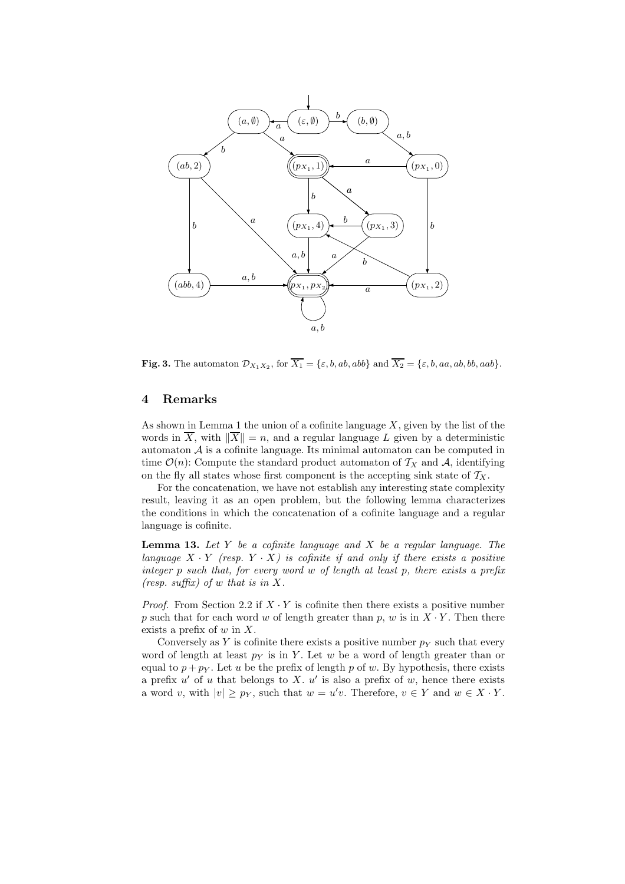**Fig. 3.** The automaton $\mathcal{D}_{X_1 X_2}$, for $\overline{X_1} = \{\varepsilon, b, ab, abb\}$ and $\overline{X_2} = \{\varepsilon, b, aa, ab, bb, aab\}$.

## 4 Remarks

As shown in Lemma 1 the union of a cofinite language $X$, given by the list of the words in $\overline{X}$, with $\|\overline{X}\| = n$, and a regular language $L$ given by a deterministic automaton $\mathcal{A}$ is a cofinite language. Its minimal automaton can be computed in time $\mathcal{O}(n)$: Compute the standard product automaton of $\mathcal{T}_X$ and $\mathcal{A}$, identifying on the fly all states whose first component is the accepting sink state of $\mathcal{T}_X$.

For the concatenation, we have not establish any interesting state complexity result, leaving it as an open problem, but the following lemma characterizes the conditions in which the concatenation of a cofinite language and a regular language is cofinite.

**Lemma 13.** *Let $Y$ be a cofinite language and $X$ be a regular language. The language $X \cdot Y$ (resp. $Y \cdot X$) is cofinite if and only if there exists a positive integer $p$ such that, for every word $w$ of length at least $p$, there exists a prefix (resp. suffix) of $w$ that is in $X$.*

*Proof.* From Section 2.2 if $X \cdot Y$ is cofinite then there exists a positive number $p$ such that for each word $w$ of length greater than $p$, $w$ is in $X \cdot Y$. Then there exists a prefix of $w$ in $X$.

Conversely as $Y$ is cofinite there exists a positive number $p_Y$ such that every word of length at least $p_Y$ is in $Y$. Let $w$ be a word of length greater than or equal to $p + p_Y$. Let $u$ be the prefix of length $p$ of $w$. By hypothesis, there exists a prefix $u'$ of $u$ that belongs to $X$. $u'$ is also a prefix of $w$, hence there exists a word $v$, with $|v| \geq p_Y$, such that $w = u'v$. Therefore, $v \in Y$ and $w \in X \cdot Y$.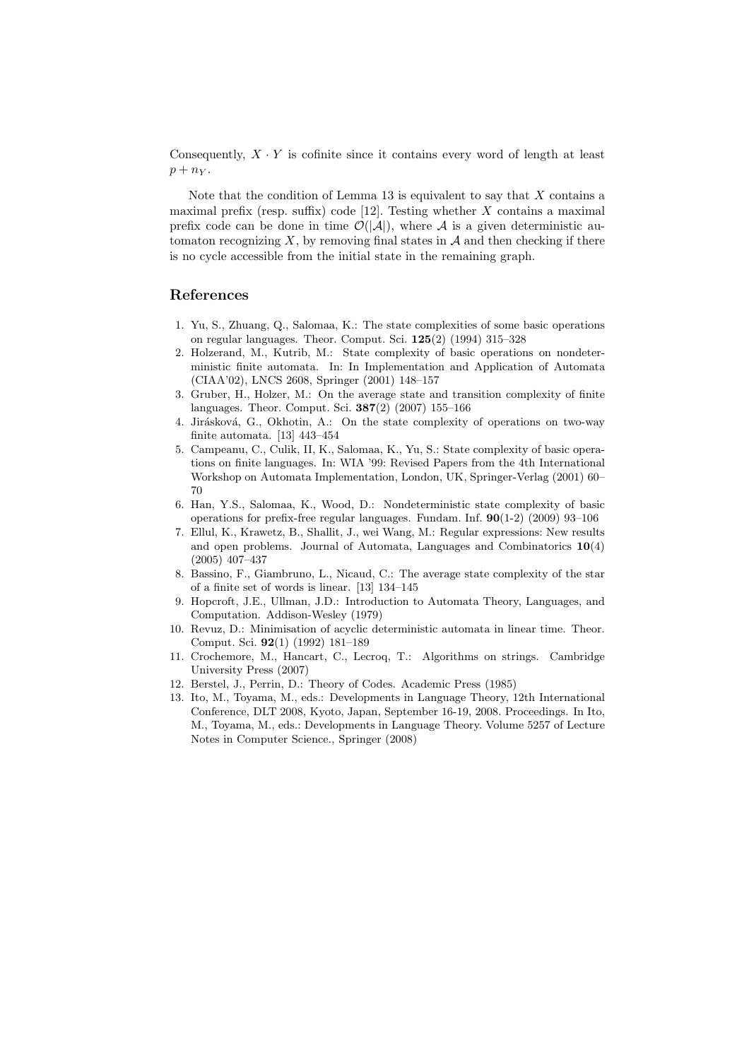Consequently, $X \cdot Y$ is cofinite since it contains every word of length at least $p + n_Y$.

Note that the condition of Lemma 13 is equivalent to say that $X$ contains a maximal prefix (resp. suffix) code [12]. Testing whether $X$ contains a maximal prefix code can be done in time $\mathcal{O}(|\mathcal{A}|)$, where $\mathcal{A}$ is a given deterministic automaton recognizing $X$, by removing final states in $\mathcal{A}$ and then checking if there is no cycle accessible from the initial state in the remaining graph.

## References

1. Yu, S., Zhuang, Q., Salomaa, K.: The state complexities of some basic operations on regular languages. Theor. Comput. Sci. **125**(2) (1994) 315–328
2. Holzerand, M., Kutrib, M.: State complexity of basic operations on nondeterministic finite automata. In: In Implementation and Application of Automata (CIAA'02), LNCS 2608, Springer (2001) 148–157
3. Gruber, H., Holzer, M.: On the average state and transition complexity of finite languages. Theor. Comput. Sci. **387**(2) (2007) 155–166
4. Jirásková, G., Okhotin, A.: On the state complexity of operations on two-way finite automata. [13] 443–454
5. Campeanu, C., Culik, II, K., Salomaa, K., Yu, S.: State complexity of basic operations on finite languages. In: WIA '99: Revised Papers from the 4th International Workshop on Automata Implementation, London, UK, Springer-Verlag (2001) 60–70
6. Han, Y.S., Salomaa, K., Wood, D.: Nondeterministic state complexity of basic operations for prefix-free regular languages. Fundam. Inf. **90**(1-2) (2009) 93–106
7. Ellul, K., Krawetz, B., Shallit, J., wei Wang, M.: Regular expressions: New results and open problems. Journal of Automata, Languages and Combinatorics **10**(4) (2005) 407–437
8. Bassino, F., Giambruno, L., Nicaud, C.: The average state complexity of the star of a finite set of words is linear. [13] 134–145
9. Hopcroft, J.E., Ullman, J.D.: Introduction to Automata Theory, Languages, and Computation. Addison-Wesley (1979)
10. Revuz, D.: Minimisation of acyclic deterministic automata in linear time. Theor. Comput. Sci. **92**(1) (1992) 181–189
11. Crochemore, M., Hancart, C., Lecroq, T.: Algorithms on strings. Cambridge University Press (2007)
12. Berstel, J., Perrin, D.: Theory of Codes. Academic Press (1985)
13. Ito, M., Toyama, M., eds.: Developments in Language Theory, 12th International Conference, DLT 2008, Kyoto, Japan, September 16-19, 2008. Proceedings. In Ito, M., Toyama, M., eds.: Developments in Language Theory. Volume 5257 of Lecture Notes in Computer Science., Springer (2008)